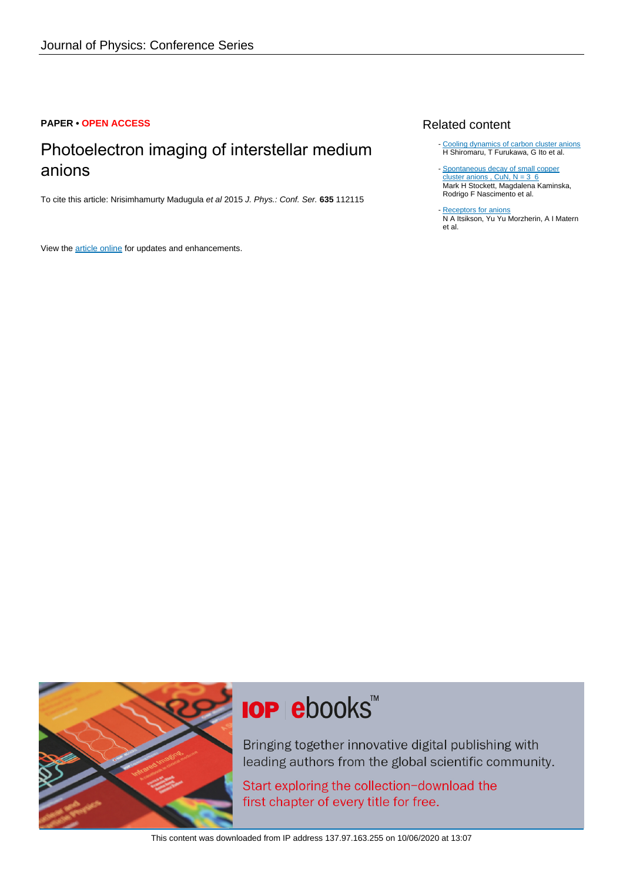Journal of Physics: Conference Series

**PAPER** • **OPEN ACCESS**

# Photoelectron imaging of interstellar medium anions

To cite this article: Nrisimhamurty Madugula *et al* 2015 *J. Phys.: Conf. Ser.* **635** 112115

View the article online for updates and enhancements.

## Related content

- Cooling dynamics of carbon cluster anions
  H Shiromaru, T Furukawa, G Ito et al.
- Spontaneous decay of small copper cluster anions , CuN, N = 3 6
  Mark H Stockett, Magdalena Kaminska, Rodrigo F Nascimento et al.
- Receptors for anions
  N A Itsikson, Yu Yu Morzherin, A I Matern et al.

IOP ebooks™

Bringing together innovative digital publishing with leading authors from the global scientific community.

Start exploring the collection–download the first chapter of every title for free.

This content was downloaded from IP address 137.97.163.255 on 10/06/2020 at 13:07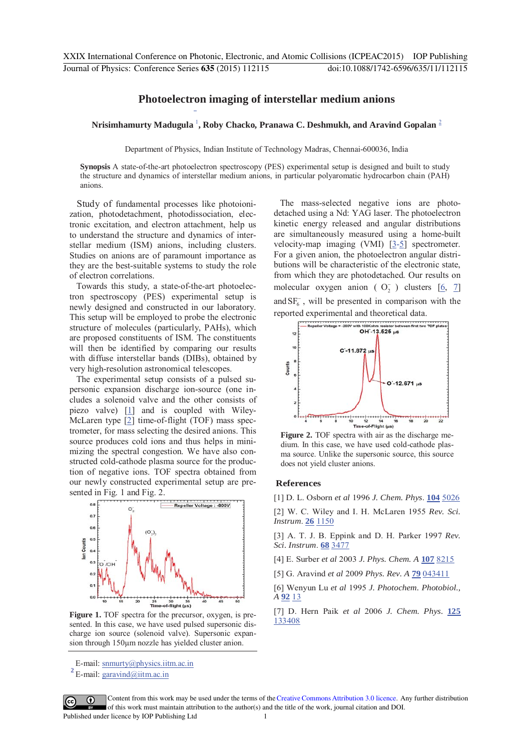# Photoelectron imaging of interstellar medium anions

**Nrisimhamurty Madugula [1], Roby Chacko, Pranawa C. Deshmukh, and Aravind Gopalan [2]**

Department of Physics, Indian Institute of Technology Madras, Chennai-600036, India

**Synopsis** A state-of-the-art photoelectron spectroscopy (PES) experimental setup is designed and built to study the structure and dynamics of interstellar medium anions, in particular polyaromatic hydrocarbon chain (PAH) anions.

Study of fundamental processes like photoionization, photodetachment, photodissociation, electronic excitation, and electron attachment, help us to understand the structure and dynamics of interstellar medium (ISM) anions, including clusters. Studies on anions are of paramount importance as they are the best-suitable systems to study the role of electron correlations.

Towards this study, a state-of-the-art photoelectron spectroscopy (PES) experimental setup is newly designed and constructed in our laboratory. This setup will be employed to probe the electronic structure of molecules (particularly, PAHs), which are proposed constituents of ISM. The constituents will then be identified by comparing our results with diffuse interstellar bands (DIBs), obtained by very high-resolution astronomical telescopes.

The experimental setup consists of a pulsed supersonic expansion discharge ion-source (one includes a solenoid valve and the other consists of piezo valve) [1] and is coupled with Wiley-McLaren type [2] time-of-flight (TOF) mass spectrometer, for mass selecting the desired anions. This source produces cold ions and thus helps in minimizing the spectral congestion. We have also constructed cold-cathode plasma source for the production of negative ions. TOF spectra obtained from our newly constructed experimental setup are presented in Fig. 1 and Fig. 2.

Repeller Voltage : -800V
$O_2^-$
$(O_2^-)_2$
$O^-/OH^-$
Ion Counts
Time-of-flight (μs)

**Figure 1.** TOF spectra for the precursor, oxygen, is presented. In this case, we have used pulsed supersonic discharge ion source (solenoid valve). Supersonic expansion through 150µm nozzle has yielded cluster anion.

The mass-selected negative ions are photodetached using a Nd: YAG laser. The photoelectron kinetic energy released and angular distributions are simultaneously measured using a home-built velocity-map imaging (VMI) [3-5] spectrometer. For a given anion, the photoelectron angular distributions will be characteristic of the electronic state, from which they are photodetached. Our results on molecular oxygen anion ( $O_2^-$ ) clusters [6, 7] and $SF_6^-$ , will be presented in comparison with the reported experimental and theoretical data.

Repeller Voltage = -200V with 100Kohm resistor between first two TOF plates
$OH^-$-13.525 μs
$C^-$-11.872 μs
$O^-$-12.671 μs
Counts
Time-of-Flight (μs)

**Figure 2.** TOF spectra with air as the discharge medium. In this case, we have used cold-cathode plasma source. Unlike the supersonic source, this source does not yield cluster anions.

## References

[1] D. L. Osborn *et al* 1996 *J. Chem. Phys.* **104** 5026

[2] W. C. Wiley and I. H. McLaren 1955 *Rev. Sci. Instrum.* **26** 1150

[3] A. T. J. B. Eppink and D. H. Parker 1997 *Rev. Sci. Instrum.* **68** 3477

[4] E. Surber *et al* 2003 *J. Phys. Chem. A* **107** 8215

[5] G. Aravind *et al* 2009 *Phys. Rev. A* **79** 043411

[6] Wenyun Lu *et al* 1995 *J. Photochem. Photobiol., A* **92** 13

[7] D. Hern Paik *et al* 2006 *J. Chem. Phys.* **125** 133408

---

[1] E-mail: snmurty@physics.iitm.ac.in

[2] E-mail: garavind@iitm.ac.in

Content from this work may be used under the terms of the Creative Commons Attribution 3.0 licence. Any further distribution of this work must maintain attribution to the author(s) and the title of the work, journal citation and DOI.
Published under licence by IOP Publishing Ltd